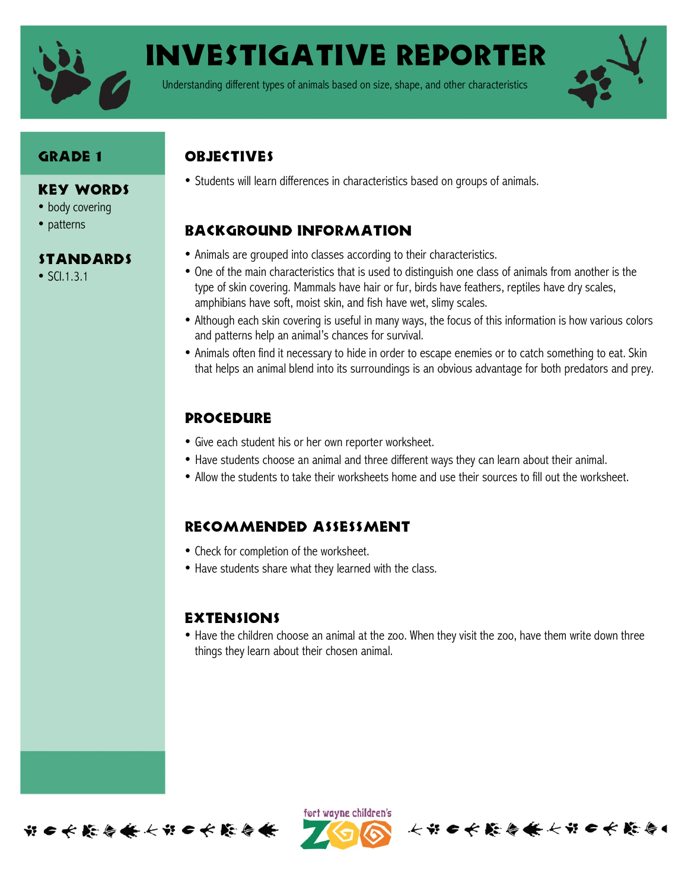# INVESTIGATIVE REPORTER

Understanding different types of animals based on size, shape, and other characteristics

## GRADE 1

### KEY WORDS

- body covering
- patterns

### STANDARDS

- SCI.1.3.1

## OBJECTIVES

- Students will learn differences in characteristics based on groups of animals.

## BACKGROUND INFORMATION

- Animals are grouped into classes according to their characteristics.
- One of the main characteristics that is used to distinguish one class of animals from another is the type of skin covering. Mammals have hair or fur, birds have feathers, reptiles have dry scales, amphibians have soft, moist skin, and fish have wet, slimy scales.
- Although each skin covering is useful in many ways, the focus of this information is how various colors and patterns help an animal's chances for survival.
- Animals often find it necessary to hide in order to escape enemies or to catch something to eat. Skin that helps an animal blend into its surroundings is an obvious advantage for both predators and prey.

## PROCEDURE

- Give each student his or her own reporter worksheet.
- Have students choose an animal and three different ways they can learn about their animal.
- Allow the students to take their worksheets home and use their sources to fill out the worksheet.

## RECOMMENDED ASSESSMENT

- Check for completion of the worksheet.
- Have students share what they learned with the class.

## EXTENSIONS

- Have the children choose an animal at the zoo. When they visit the zoo, have them write down three things they learn about their chosen animal.

fort wayne children's ZOO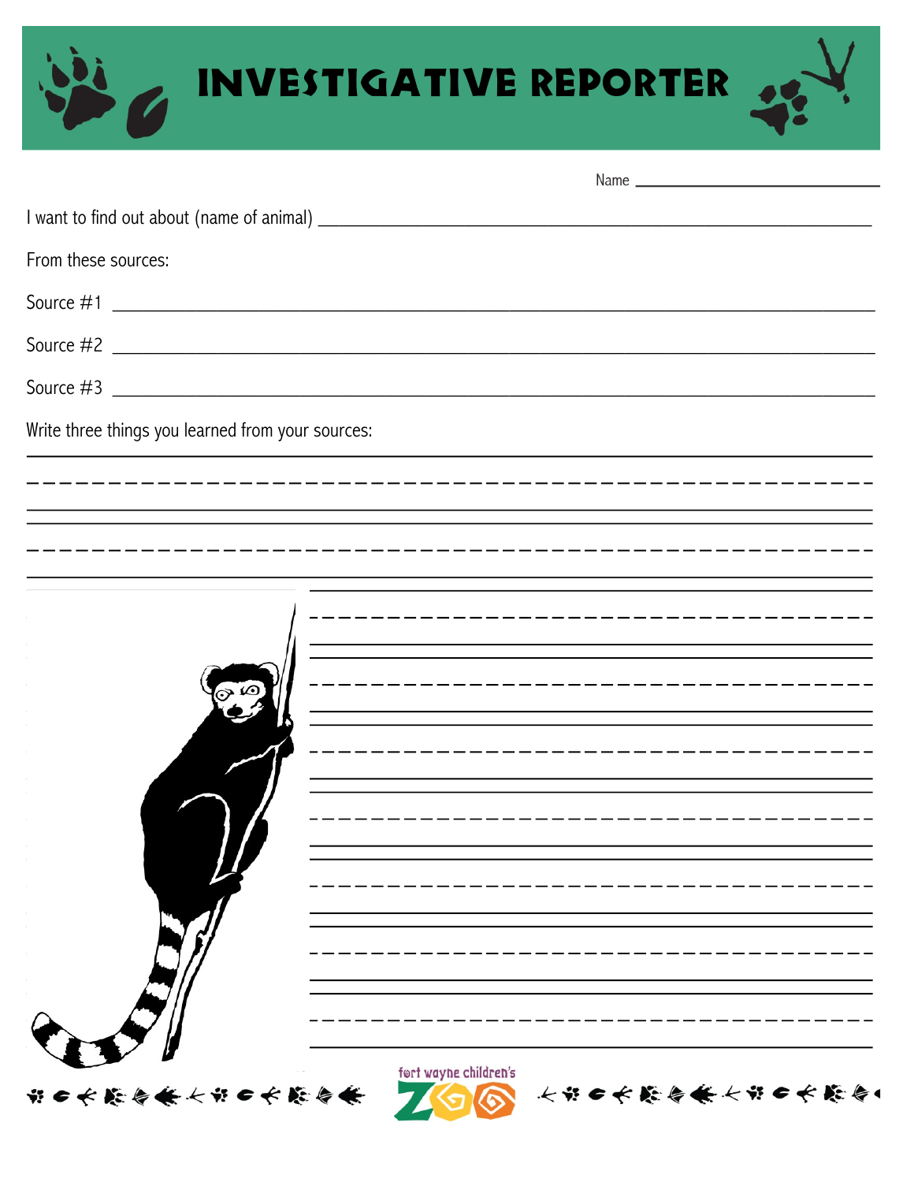# INVESTIGATIVE REPORTER

Name ______________________

I want to find out about (name of animal) ______________________________________________

From these sources:

Source #1 ______________________________________________

Source #2 ______________________________________________

Source #3 ______________________________________________

Write three things you learned from your sources:

fort wayne children's ZOO